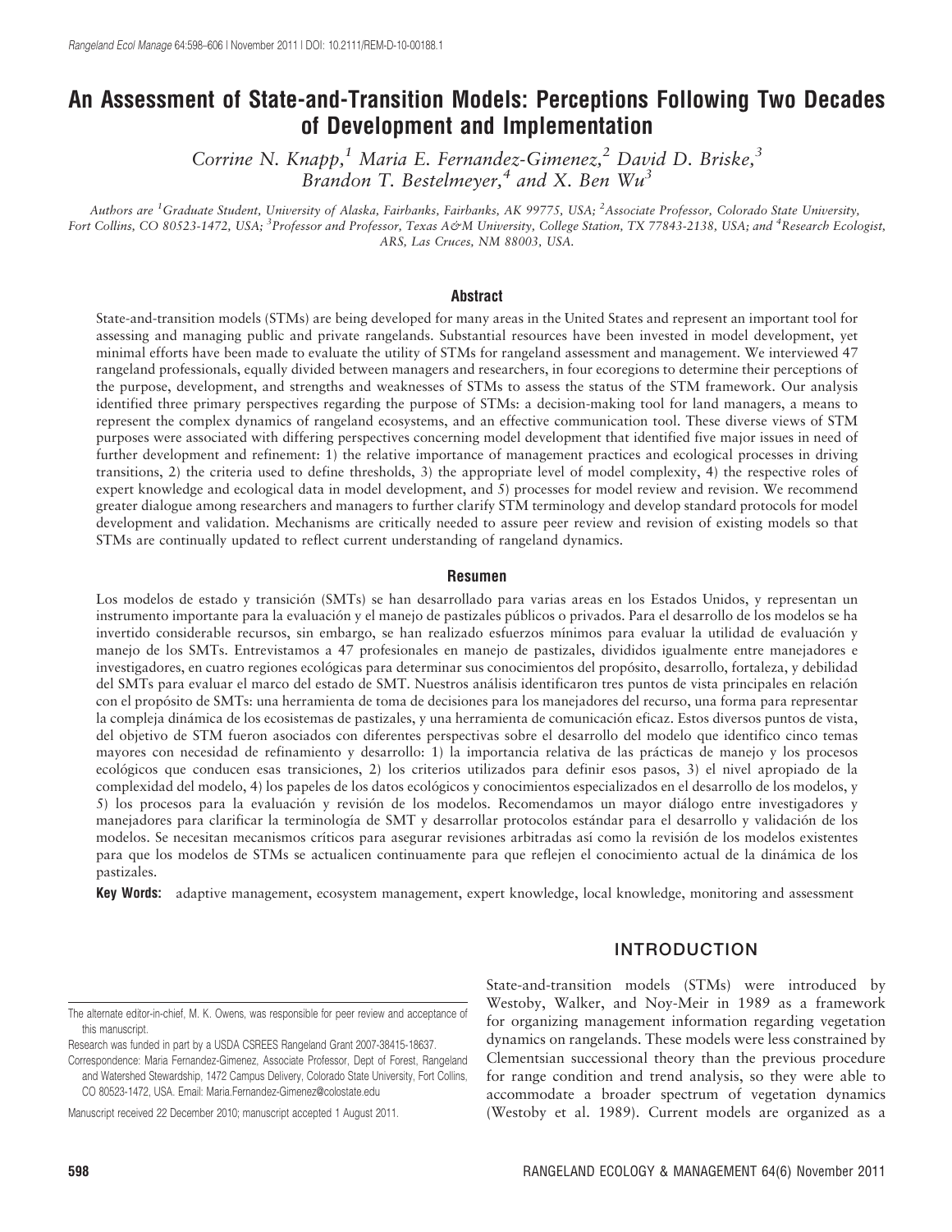# An Assessment of State-and-Transition Models: Perceptions Following Two Decades of Development and Implementation

*Corrine N. Knapp,[1] Maria E. Fernandez-Gimenez,[2] David D. Briske,[3] Brandon T. Bestelmeyer,[4] and X. Ben Wu[3]*

*Authors are [1]Graduate Student, University of Alaska, Fairbanks, Fairbanks, AK 99775, USA; [2]Associate Professor, Colorado State University, Fort Collins, CO 80523-1472, USA; [3]Professor and Professor, Texas A&M University, College Station, TX 77843-2138, USA; and [4]Research Ecologist, ARS, Las Cruces, NM 88003, USA.*

## Abstract

State-and-transition models (STMs) are being developed for many areas in the United States and represent an important tool for assessing and managing public and private rangelands. Substantial resources have been invested in model development, yet minimal efforts have been made to evaluate the utility of STMs for rangeland assessment and management. We interviewed 47 rangeland professionals, equally divided between managers and researchers, in four ecoregions to determine their perceptions of the purpose, development, and strengths and weaknesses of STMs to assess the status of the STM framework. Our analysis identified three primary perspectives regarding the purpose of STMs: a decision-making tool for land managers, a means to represent the complex dynamics of rangeland ecosystems, and an effective communication tool. These diverse views of STM purposes were associated with differing perspectives concerning model development that identified five major issues in need of further development and refinement: 1) the relative importance of management practices and ecological processes in driving transitions, 2) the criteria used to define thresholds, 3) the appropriate level of model complexity, 4) the respective roles of expert knowledge and ecological data in model development, and 5) processes for model review and revision. We recommend greater dialogue among researchers and managers to further clarify STM terminology and develop standard protocols for model development and validation. Mechanisms are critically needed to assure peer review and revision of existing models so that STMs are continually updated to reflect current understanding of rangeland dynamics.

## Resumen

Los modelos de estado y transición (SMTs) se han desarrollado para varias areas en los Estados Unidos, y representan un instrumento importante para la evaluación y el manejo de pastizales públicos o privados. Para el desarrollo de los modelos se ha invertido considerable recursos, sin embargo, se han realizado esfuerzos mínimos para evaluar la utilidad de evaluación y manejo de los SMTs. Entrevistamos a 47 profesionales en manejo de pastizales, divididos igualmente entre manejadores e investigadores, en cuatro regiones ecológicas para determinar sus conocimientos del propósito, desarrollo, fortaleza, y debilidad del SMTs para evaluar el marco del estado de SMT. Nuestros análisis identificaron tres puntos de vista principales en relación con el propósito de SMTs: una herramienta de toma de decisiones para los manejadores del recurso, una forma para representar la compleja dinámica de los ecosistemas de pastizales, y una herramienta de comunicación eficaz. Estos diversos puntos de vista, del objetivo de STM fueron asociados con diferentes perspectivas sobre el desarrollo del modelo que identifico cinco temas mayores con necesidad de refinamiento y desarrollo: 1) la importancia relativa de las prácticas de manejo y los procesos ecológicos que conducen esas transiciones, 2) los criterios utilizados para definir esos pasos, 3) el nivel apropiado de la complexidad del modelo, 4) los papeles de los datos ecológicos y conocimientos especializados en el desarrollo de los modelos, y 5) los procesos para la evaluación y revisión de los modelos. Recomendamos un mayor diálogo entre investigadores y manejadores para clarificar la terminología de SMT y desarrollar protocolos estándar para el desarrollo y validación de los modelos. Se necesitan mecanismos críticos para asegurar revisiones arbitradas así como la revisión de los modelos existentes para que los modelos de STMs se actualicen continuamente para que reflejen el conocimiento actual de la dinámica de los pastizales.

**Key Words:** adaptive management, ecosystem management, expert knowledge, local knowledge, monitoring and assessment

The alternate editor-in-chief, M. K. Owens, was responsible for peer review and acceptance of this manuscript.

Research was funded in part by a USDA CSREES Rangeland Grant 2007-38415-18637.

Correspondence: Maria Fernandez-Gimenez, Associate Professor, Dept of Forest, Rangeland and Watershed Stewardship, 1472 Campus Delivery, Colorado State University, Fort Collins, CO 80523-1472, USA. Email: Maria.Fernandez-Gimenez@colostate.edu

Manuscript received 22 December 2010; manuscript accepted 1 August 2011.

## INTRODUCTION

State-and-transition models (STMs) were introduced by Westoby, Walker, and Noy-Meir in 1989 as a framework for organizing management information regarding vegetation dynamics on rangelands. These models were less constrained by Clementsian successional theory than the previous procedure for range condition and trend analysis, so they were able to accommodate a broader spectrum of vegetation dynamics (Westoby et al. 1989). Current models are organized as a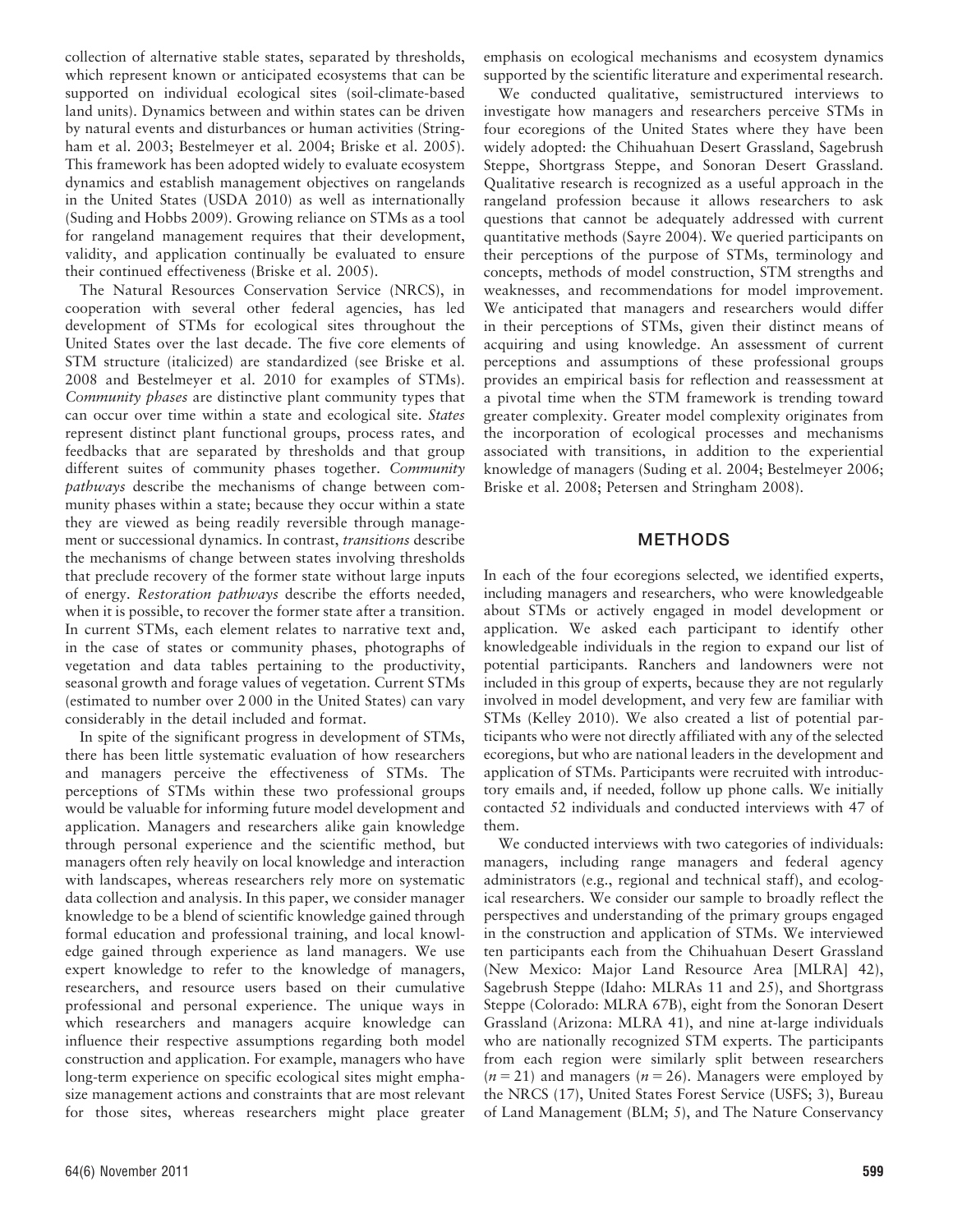collection of alternative stable states, separated by thresholds, which represent known or anticipated ecosystems that can be supported on individual ecological sites (soil-climate-based land units). Dynamics between and within states can be driven by natural events and disturbances or human activities (Stringham et al. 2003; Bestelmeyer et al. 2004; Briske et al. 2005). This framework has been adopted widely to evaluate ecosystem dynamics and establish management objectives on rangelands in the United States (USDA 2010) as well as internationally (Suding and Hobbs 2009). Growing reliance on STMs as a tool for rangeland management requires that their development, validity, and application continually be evaluated to ensure their continued effectiveness (Briske et al. 2005).

The Natural Resources Conservation Service (NRCS), in cooperation with several other federal agencies, has led development of STMs for ecological sites throughout the United States over the last decade. The five core elements of STM structure (italicized) are standardized (see Briske et al. 2008 and Bestelmeyer et al. 2010 for examples of STMs). *Community phases* are distinctive plant community types that can occur over time within a state and ecological site. *States* represent distinct plant functional groups, process rates, and feedbacks that are separated by thresholds and that group different suites of community phases together. *Community pathways* describe the mechanisms of change between community phases within a state; because they occur within a state they are viewed as being readily reversible through management or successional dynamics. In contrast, *transitions* describe the mechanisms of change between states involving thresholds that preclude recovery of the former state without large inputs of energy. *Restoration pathways* describe the efforts needed, when it is possible, to recover the former state after a transition. In current STMs, each element relates to narrative text and, in the case of states or community phases, photographs of vegetation and data tables pertaining to the productivity, seasonal growth and forage values of vegetation. Current STMs (estimated to number over 2 000 in the United States) can vary considerably in the detail included and format.

In spite of the significant progress in development of STMs, there has been little systematic evaluation of how researchers and managers perceive the effectiveness of STMs. The perceptions of STMs within these two professional groups would be valuable for informing future model development and application. Managers and researchers alike gain knowledge through personal experience and the scientific method, but managers often rely heavily on local knowledge and interaction with landscapes, whereas researchers rely more on systematic data collection and analysis. In this paper, we consider manager knowledge to be a blend of scientific knowledge gained through formal education and professional training, and local knowledge gained through experience as land managers. We use expert knowledge to refer to the knowledge of managers, researchers, and resource users based on their cumulative professional and personal experience. The unique ways in which researchers and managers acquire knowledge can influence their respective assumptions regarding both model construction and application. For example, managers who have long-term experience on specific ecological sites might emphasize management actions and constraints that are most relevant for those sites, whereas researchers might place greater emphasis on ecological mechanisms and ecosystem dynamics supported by the scientific literature and experimental research.

We conducted qualitative, semistructured interviews to investigate how managers and researchers perceive STMs in four ecoregions of the United States where they have been widely adopted: the Chihuahuan Desert Grassland, Sagebrush Steppe, Shortgrass Steppe, and Sonoran Desert Grassland. Qualitative research is recognized as a useful approach in the rangeland profession because it allows researchers to ask questions that cannot be adequately addressed with current quantitative methods (Sayre 2004). We queried participants on their perceptions of the purpose of STMs, terminology and concepts, methods of model construction, STM strengths and weaknesses, and recommendations for model improvement. We anticipated that managers and researchers would differ in their perceptions of STMs, given their distinct means of acquiring and using knowledge. An assessment of current perceptions and assumptions of these professional groups provides an empirical basis for reflection and reassessment at a pivotal time when the STM framework is trending toward greater complexity. Greater model complexity originates from the incorporation of ecological processes and mechanisms associated with transitions, in addition to the experiential knowledge of managers (Suding et al. 2004; Bestelmeyer 2006; Briske et al. 2008; Petersen and Stringham 2008).

## METHODS

In each of the four ecoregions selected, we identified experts, including managers and researchers, who were knowledgeable about STMs or actively engaged in model development or application. We asked each participant to identify other knowledgeable individuals in the region to expand our list of potential participants. Ranchers and landowners were not included in this group of experts, because they are not regularly involved in model development, and very few are familiar with STMs (Kelley 2010). We also created a list of potential participants who were not directly affiliated with any of the selected ecoregions, but who are national leaders in the development and application of STMs. Participants were recruited with introductory emails and, if needed, follow up phone calls. We initially contacted 52 individuals and conducted interviews with 47 of them.

We conducted interviews with two categories of individuals: managers, including range managers and federal agency administrators (e.g., regional and technical staff), and ecological researchers. We consider our sample to broadly reflect the perspectives and understanding of the primary groups engaged in the construction and application of STMs. We interviewed ten participants each from the Chihuahuan Desert Grassland (New Mexico: Major Land Resource Area [MLRA] 42), Sagebrush Steppe (Idaho: MLRAs 11 and 25), and Shortgrass Steppe (Colorado: MLRA 67B), eight from the Sonoran Desert Grassland (Arizona: MLRA 41), and nine at-large individuals who are nationally recognized STM experts. The participants from each region were similarly split between researchers ($n = 21$) and managers ($n = 26$). Managers were employed by the NRCS (17), United States Forest Service (USFS; 3), Bureau of Land Management (BLM; 5), and The Nature Conservancy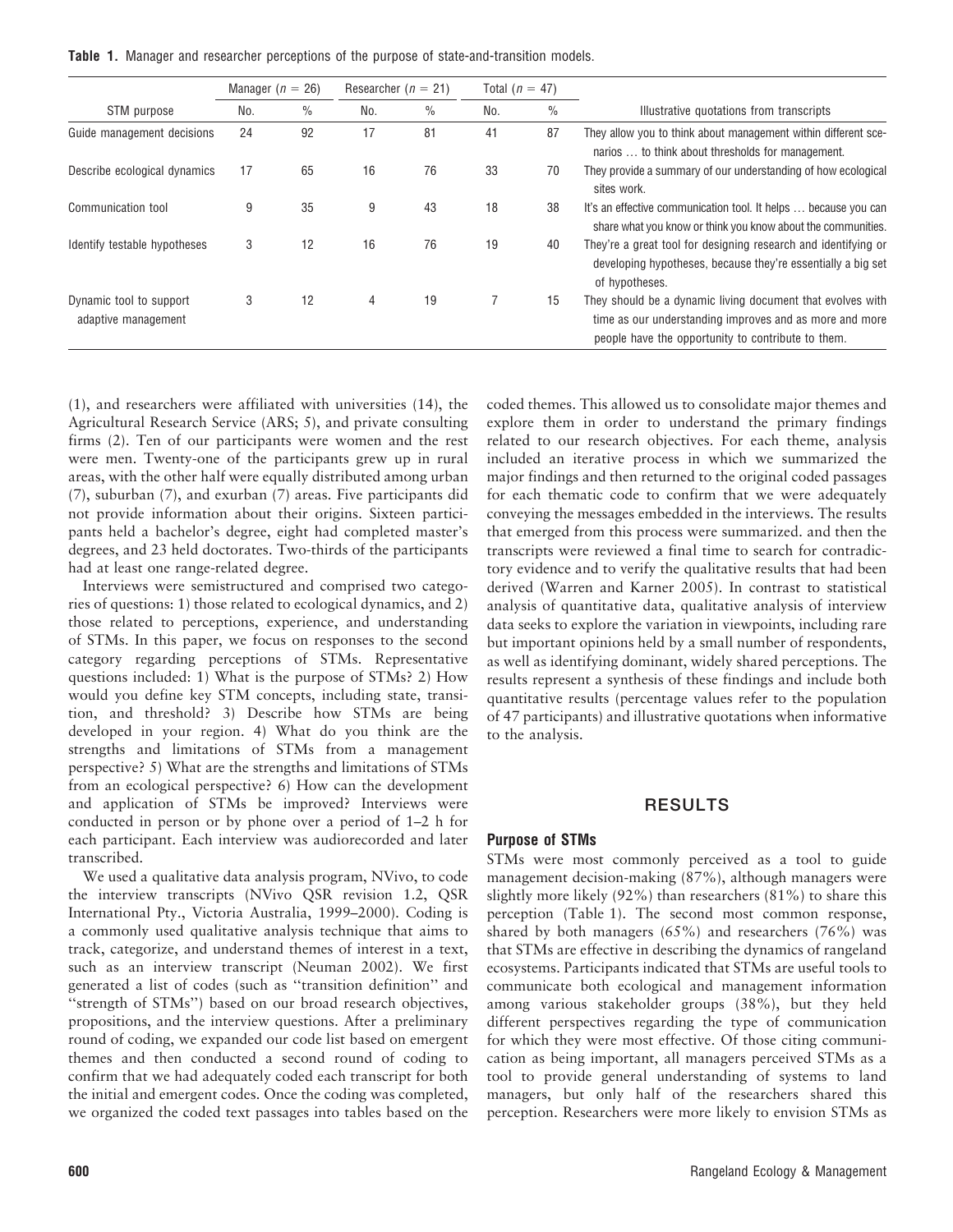**Table 1.** Manager and researcher perceptions of the purpose of state-and-transition models.

| STM purpose | Manager ($n$ = 26) | | Researcher ($n$ = 21) | | Total ($n$ = 47) | | Illustrative quotations from transcripts |
|---|---|---|---|---|---|---|---|
| | No. | % | No. | % | No. | % | |
| Guide management decisions | 24 | 92 | 17 | 81 | 41 | 87 | They allow you to think about management within different scenarios … to think about thresholds for management. |
| Describe ecological dynamics | 17 | 65 | 16 | 76 | 33 | 70 | They provide a summary of our understanding of how ecological sites work. |
| Communication tool | 9 | 35 | 9 | 43 | 18 | 38 | It's an effective communication tool. It helps … because you can share what you know or think you know about the communities. |
| Identify testable hypotheses | 3 | 12 | 16 | 76 | 19 | 40 | They're a great tool for designing research and identifying or developing hypotheses, because they're essentially a big set of hypotheses. |
| Dynamic tool to support adaptive management | 3 | 12 | 4 | 19 | 7 | 15 | They should be a dynamic living document that evolves with time as our understanding improves and as more and more people have the opportunity to contribute to them. |

(1), and researchers were affiliated with universities (14), the Agricultural Research Service (ARS; 5), and private consulting firms (2). Ten of our participants were women and the rest were men. Twenty-one of the participants grew up in rural areas, with the other half were equally distributed among urban (7), suburban (7), and exurban (7) areas. Five participants did not provide information about their origins. Sixteen participants held a bachelor's degree, eight had completed master's degrees, and 23 held doctorates. Two-thirds of the participants had at least one range-related degree.

Interviews were semistructured and comprised two categories of questions: 1) those related to ecological dynamics, and 2) those related to perceptions, experience, and understanding of STMs. In this paper, we focus on responses to the second category regarding perceptions of STMs. Representative questions included: 1) What is the purpose of STMs? 2) How would you define key STM concepts, including state, transition, and threshold? 3) Describe how STMs are being developed in your region. 4) What do you think are the strengths and limitations of STMs from a management perspective? 5) What are the strengths and limitations of STMs from an ecological perspective? 6) How can the development and application of STMs be improved? Interviews were conducted in person or by phone over a period of 1–2 h for each participant. Each interview was audiorecorded and later transcribed.

We used a qualitative data analysis program, NVivo, to code the interview transcripts (NVivo QSR revision 1.2, QSR International Pty., Victoria Australia, 1999–2000). Coding is a commonly used qualitative analysis technique that aims to track, categorize, and understand themes of interest in a text, such as an interview transcript (Neuman 2002). We first generated a list of codes (such as ''transition definition'' and ''strength of STMs'') based on our broad research objectives, propositions, and the interview questions. After a preliminary round of coding, we expanded our code list based on emergent themes and then conducted a second round of coding to confirm that we had adequately coded each transcript for both the initial and emergent codes. Once the coding was completed, we organized the coded text passages into tables based on the coded themes. This allowed us to consolidate major themes and explore them in order to understand the primary findings related to our research objectives. For each theme, analysis included an iterative process in which we summarized the major findings and then returned to the original coded passages for each thematic code to confirm that we were adequately conveying the messages embedded in the interviews. The results that emerged from this process were summarized. and then the transcripts were reviewed a final time to search for contradictory evidence and to verify the qualitative results that had been derived (Warren and Karner 2005). In contrast to statistical analysis of quantitative data, qualitative analysis of interview data seeks to explore the variation in viewpoints, including rare but important opinions held by a small number of respondents, as well as identifying dominant, widely shared perceptions. The results represent a synthesis of these findings and include both quantitative results (percentage values refer to the population of 47 participants) and illustrative quotations when informative to the analysis.

## RESULTS

### Purpose of STMs

STMs were most commonly perceived as a tool to guide management decision-making (87%), although managers were slightly more likely (92%) than researchers (81%) to share this perception (Table 1). The second most common response, shared by both managers (65%) and researchers (76%) was that STMs are effective in describing the dynamics of rangeland ecosystems. Participants indicated that STMs are useful tools to communicate both ecological and management information among various stakeholder groups (38%), but they held different perspectives regarding the type of communication for which they were most effective. Of those citing communication as being important, all managers perceived STMs as a tool to provide general understanding of systems to land managers, but only half of the researchers shared this perception. Researchers were more likely to envision STMs as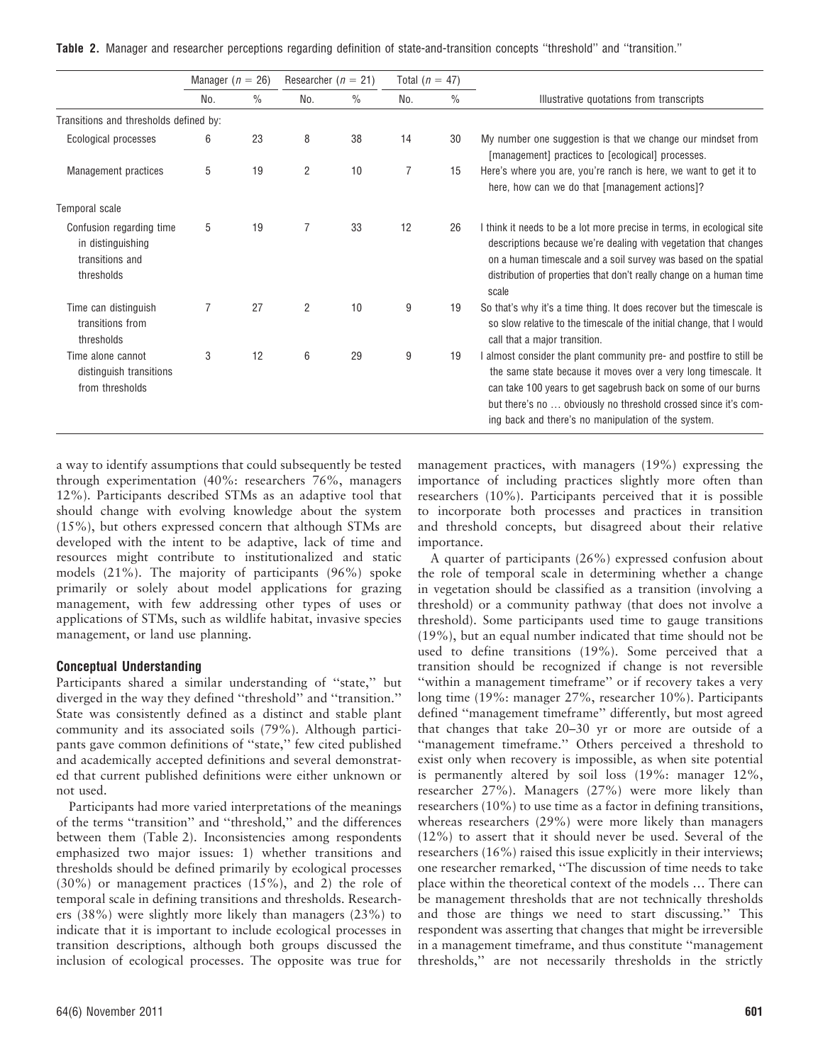**Table 2.** Manager and researcher perceptions regarding definition of state-and-transition concepts ''threshold'' and ''transition.''

| | Manager ($n = 26$) | | Researcher ($n = 21$) | | Total ($n = 47$) | | |
|---|---|---|---|---|---|---|---|
| | No. | % | No. | % | No. | % | Illustrative quotations from transcripts |
| Transitions and thresholds defined by: | | | | | | | |
| Ecological processes | 6 | 23 | 8 | 38 | 14 | 30 | My number one suggestion is that we change our mindset from [management] practices to [ecological] processes. |
| Management practices | 5 | 19 | 2 | 10 | 7 | 15 | Here's where you are, you're ranch is here, we want to get it to here, how can we do that [management actions]? |
| Temporal scale | | | | | | | |
| Confusion regarding time in distinguishing transitions and thresholds | 5 | 19 | 7 | 33 | 12 | 26 | I think it needs to be a lot more precise in terms, in ecological site descriptions because we're dealing with vegetation that changes on a human timescale and a soil survey was based on the spatial distribution of properties that don't really change on a human time scale |
| Time can distinguish transitions from thresholds | 7 | 27 | 2 | 10 | 9 | 19 | So that's why it's a time thing. It does recover but the timescale is so slow relative to the timescale of the initial change, that I would call that a major transition. |
| Time alone cannot distinguish transitions from thresholds | 3 | 12 | 6 | 29 | 9 | 19 | I almost consider the plant community pre- and postfire to still be the same state because it moves over a very long timescale. It can take 100 years to get sagebrush back on some of our burns but there's no … obviously no threshold crossed since it's coming back and there's no manipulation of the system. |

a way to identify assumptions that could subsequently be tested through experimentation (40%: researchers 76%, managers 12%). Participants described STMs as an adaptive tool that should change with evolving knowledge about the system (15%), but others expressed concern that although STMs are developed with the intent to be adaptive, lack of time and resources might contribute to institutionalized and static models (21%). The majority of participants (96%) spoke primarily or solely about model applications for grazing management, with few addressing other types of uses or applications of STMs, such as wildlife habitat, invasive species management, or land use planning.

### Conceptual Understanding

Participants shared a similar understanding of ''state,'' but diverged in the way they defined ''threshold'' and ''transition.'' State was consistently defined as a distinct and stable plant community and its associated soils (79%). Although participants gave common definitions of ''state,'' few cited published and academically accepted definitions and several demonstrated that current published definitions were either unknown or not used.

Participants had more varied interpretations of the meanings of the terms ''transition'' and ''threshold,'' and the differences between them (Table 2). Inconsistencies among respondents emphasized two major issues: 1) whether transitions and thresholds should be defined primarily by ecological processes (30%) or management practices (15%), and 2) the role of temporal scale in defining transitions and thresholds. Researchers (38%) were slightly more likely than managers (23%) to indicate that it is important to include ecological processes in transition descriptions, although both groups discussed the inclusion of ecological processes. The opposite was true for management practices, with managers (19%) expressing the importance of including practices slightly more often than researchers (10%). Participants perceived that it is possible to incorporate both processes and practices in transition and threshold concepts, but disagreed about their relative importance.

A quarter of participants (26%) expressed confusion about the role of temporal scale in determining whether a change in vegetation should be classified as a transition (involving a threshold) or a community pathway (that does not involve a threshold). Some participants used time to gauge transitions (19%), but an equal number indicated that time should not be used to define transitions (19%). Some perceived that a transition should be recognized if change is not reversible ''within a management timeframe'' or if recovery takes a very long time (19%: manager 27%, researcher 10%). Participants defined ''management timeframe'' differently, but most agreed that changes that take 20–30 yr or more are outside of a ''management timeframe.'' Others perceived a threshold to exist only when recovery is impossible, as when site potential is permanently altered by soil loss (19%: manager 12%, researcher 27%). Managers (27%) were more likely than researchers (10%) to use time as a factor in defining transitions, whereas researchers (29%) were more likely than managers (12%) to assert that it should never be used. Several of the researchers (16%) raised this issue explicitly in their interviews; one researcher remarked, ''The discussion of time needs to take place within the theoretical context of the models … There can be management thresholds that are not technically thresholds and those are things we need to start discussing.'' This respondent was asserting that changes that might be irreversible in a management timeframe, and thus constitute ''management thresholds,'' are not necessarily thresholds in the strictly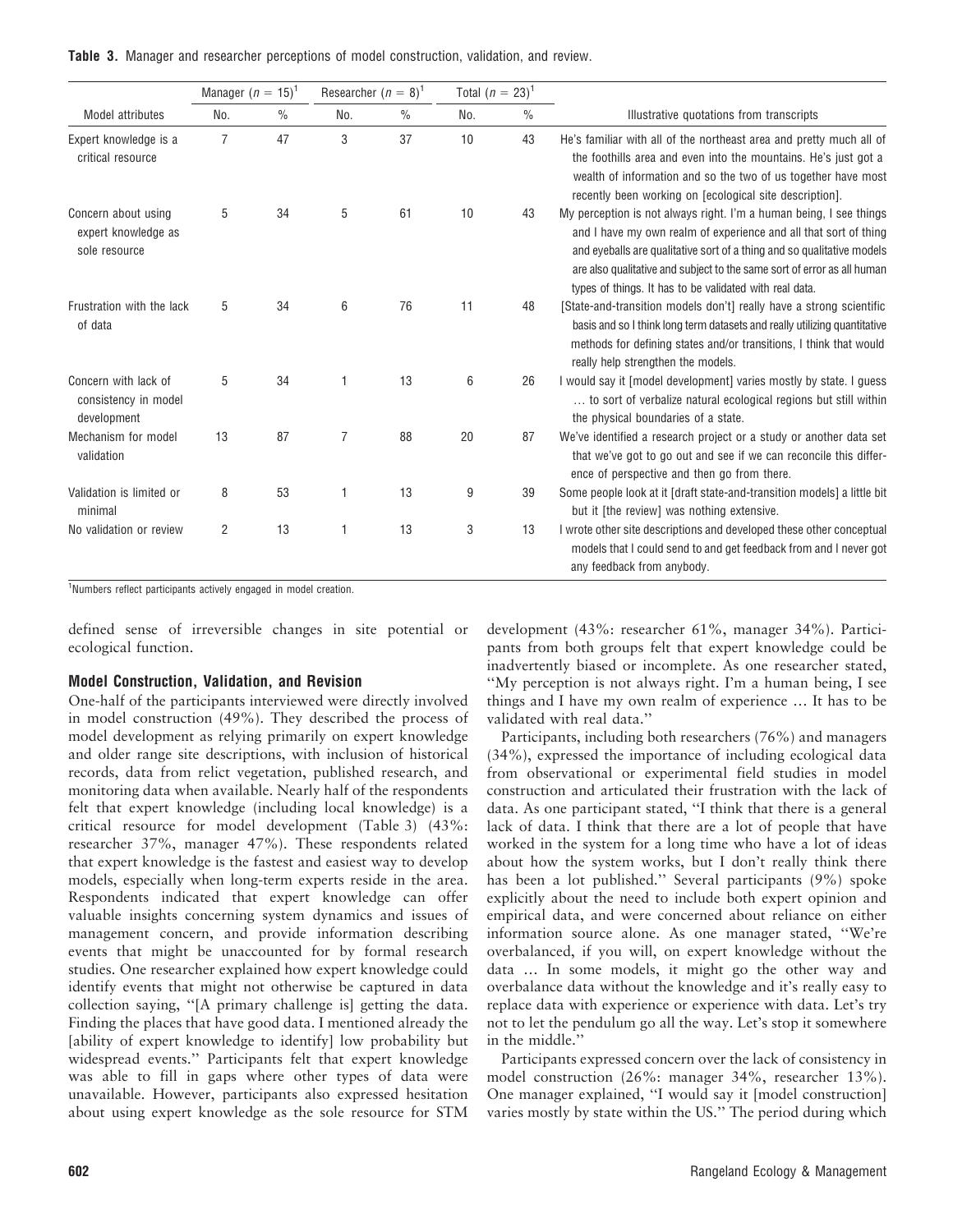**Table 3.** Manager and researcher perceptions of model construction, validation, and review.

| Model attributes | Manager ($n = 15$)[1] | | Researcher ($n = 8$)[1] | | Total ($n = 23$)[1] | | Illustrative quotations from transcripts |
|---|---|---|---|---|---|---|---|
| | No. | % | No. | % | No. | % | |
| Expert knowledge is a critical resource | 7 | 47 | 3 | 37 | 10 | 43 | He's familiar with all of the northeast area and pretty much all of the foothills area and even into the mountains. He's just got a wealth of information and so the two of us together have most recently been working on [ecological site description]. |
| Concern about using expert knowledge as sole resource | 5 | 34 | 5 | 61 | 10 | 43 | My perception is not always right. I'm a human being, I see things and I have my own realm of experience and all that sort of thing and eyeballs are qualitative sort of a thing and so qualitative models are also qualitative and subject to the same sort of error as all human types of things. It has to be validated with real data. |
| Frustration with the lack of data | 5 | 34 | 6 | 76 | 11 | 48 | [State-and-transition models don't] really have a strong scientific basis and so I think long term datasets and really utilizing quantitative methods for defining states and/or transitions, I think that would really help strengthen the models. |
| Concern with lack of consistency in model development | 5 | 34 | 1 | 13 | 6 | 26 | I would say it [model development] varies mostly by state. I guess … to sort of verbalize natural ecological regions but still within the physical boundaries of a state. |
| Mechanism for model validation | 13 | 87 | 7 | 88 | 20 | 87 | We've identified a research project or a study or another data set that we've got to go out and see if we can reconcile this difference of perspective and then go from there. |
| Validation is limited or minimal | 8 | 53 | 1 | 13 | 9 | 39 | Some people look at it [draft state-and-transition models] a little bit but it [the review] was nothing extensive. |
| No validation or review | 2 | 13 | 1 | 13 | 3 | 13 | I wrote other site descriptions and developed these other conceptual models that I could send to and get feedback from and I never got any feedback from anybody. |

[1]Numbers reflect participants actively engaged in model creation.

defined sense of irreversible changes in site potential or ecological function.

### Model Construction, Validation, and Revision

One-half of the participants interviewed were directly involved in model construction (49%). They described the process of model development as relying primarily on expert knowledge and older range site descriptions, with inclusion of historical records, data from relict vegetation, published research, and monitoring data when available. Nearly half of the respondents felt that expert knowledge (including local knowledge) is a critical resource for model development (Table 3) (43%: researcher 37%, manager 47%). These respondents related that expert knowledge is the fastest and easiest way to develop models, especially when long-term experts reside in the area. Respondents indicated that expert knowledge can offer valuable insights concerning system dynamics and issues of management concern, and provide information describing events that might be unaccounted for by formal research studies. One researcher explained how expert knowledge could identify events that might not otherwise be captured in data collection saying, "[A primary challenge is] getting the data. Finding the places that have good data. I mentioned already the [ability of expert knowledge to identify] low probability but widespread events." Participants felt that expert knowledge was able to fill in gaps where other types of data were unavailable. However, participants also expressed hesitation about using expert knowledge as the sole resource for STM development (43%: researcher 61%, manager 34%). Participants from both groups felt that expert knowledge could be inadvertently biased or incomplete. As one researcher stated, "My perception is not always right. I'm a human being, I see things and I have my own realm of experience … It has to be validated with real data."

Participants, including both researchers (76%) and managers (34%), expressed the importance of including ecological data from observational or experimental field studies in model construction and articulated their frustration with the lack of data. As one participant stated, "I think that there is a general lack of data. I think that there are a lot of people that have worked in the system for a long time who have a lot of ideas about how the system works, but I don't really think there has been a lot published." Several participants (9%) spoke explicitly about the need to include both expert opinion and empirical data, and were concerned about reliance on either information source alone. As one manager stated, "We're overbalanced, if you will, on expert knowledge without the data … In some models, it might go the other way and overbalance data without the knowledge and it's really easy to replace data with experience or experience with data. Let's try not to let the pendulum go all the way. Let's stop it somewhere in the middle."

Participants expressed concern over the lack of consistency in model construction (26%: manager 34%, researcher 13%). One manager explained, "I would say it [model construction] varies mostly by state within the US." The period during which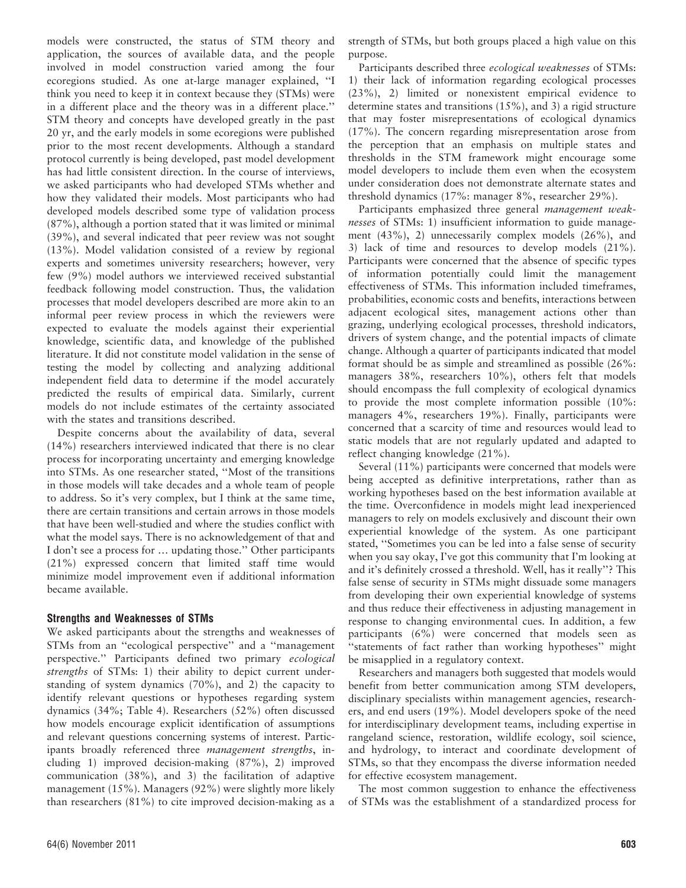models were constructed, the status of STM theory and application, the sources of available data, and the people involved in model construction varied among the four ecoregions studied. As one at-large manager explained, ''I think you need to keep it in context because they (STMs) were in a different place and the theory was in a different place.'' STM theory and concepts have developed greatly in the past 20 yr, and the early models in some ecoregions were published prior to the most recent developments. Although a standard protocol currently is being developed, past model development has had little consistent direction. In the course of interviews, we asked participants who had developed STMs whether and how they validated their models. Most participants who had developed models described some type of validation process (87%), although a portion stated that it was limited or minimal (39%), and several indicated that peer review was not sought (13%). Model validation consisted of a review by regional experts and sometimes university researchers; however, very few (9%) model authors we interviewed received substantial feedback following model construction. Thus, the validation processes that model developers described are more akin to an informal peer review process in which the reviewers were expected to evaluate the models against their experiential knowledge, scientific data, and knowledge of the published literature. It did not constitute model validation in the sense of testing the model by collecting and analyzing additional independent field data to determine if the model accurately predicted the results of empirical data. Similarly, current models do not include estimates of the certainty associated with the states and transitions described.

Despite concerns about the availability of data, several (14%) researchers interviewed indicated that there is no clear process for incorporating uncertainty and emerging knowledge into STMs. As one researcher stated, ''Most of the transitions in those models will take decades and a whole team of people to address. So it's very complex, but I think at the same time, there are certain transitions and certain arrows in those models that have been well-studied and where the studies conflict with what the model says. There is no acknowledgement of that and I don't see a process for … updating those.'' Other participants (21%) expressed concern that limited staff time would minimize model improvement even if additional information became available.

### Strengths and Weaknesses of STMs

We asked participants about the strengths and weaknesses of STMs from an ''ecological perspective'' and a ''management perspective.'' Participants defined two primary *ecological strengths* of STMs: 1) their ability to depict current understanding of system dynamics (70%), and 2) the capacity to identify relevant questions or hypotheses regarding system dynamics (34%; Table 4). Researchers (52%) often discussed how models encourage explicit identification of assumptions and relevant questions concerning systems of interest. Participants broadly referenced three *management strengths*, including 1) improved decision-making (87%), 2) improved communication (38%), and 3) the facilitation of adaptive management (15%). Managers (92%) were slightly more likely than researchers (81%) to cite improved decision-making as a strength of STMs, but both groups placed a high value on this purpose.

Participants described three *ecological weaknesses* of STMs: 1) their lack of information regarding ecological processes (23%), 2) limited or nonexistent empirical evidence to determine states and transitions (15%), and 3) a rigid structure that may foster misrepresentations of ecological dynamics (17%). The concern regarding misrepresentation arose from the perception that an emphasis on multiple states and thresholds in the STM framework might encourage some model developers to include them even when the ecosystem under consideration does not demonstrate alternate states and threshold dynamics (17%: manager 8%, researcher 29%).

Participants emphasized three general *management weaknesses* of STMs: 1) insufficient information to guide management (43%), 2) unnecessarily complex models (26%), and 3) lack of time and resources to develop models (21%). Participants were concerned that the absence of specific types of information potentially could limit the management effectiveness of STMs. This information included timeframes, probabilities, economic costs and benefits, interactions between adjacent ecological sites, management actions other than grazing, underlying ecological processes, threshold indicators, drivers of system change, and the potential impacts of climate change. Although a quarter of participants indicated that model format should be as simple and streamlined as possible (26%: managers 38%, researchers 10%), others felt that models should encompass the full complexity of ecological dynamics to provide the most complete information possible (10%: managers 4%, researchers 19%). Finally, participants were concerned that a scarcity of time and resources would lead to static models that are not regularly updated and adapted to reflect changing knowledge (21%).

Several (11%) participants were concerned that models were being accepted as definitive interpretations, rather than as working hypotheses based on the best information available at the time. Overconfidence in models might lead inexperienced managers to rely on models exclusively and discount their own experiential knowledge of the system. As one participant stated, ''Sometimes you can be led into a false sense of security when you say okay, I've got this community that I'm looking at and it's definitely crossed a threshold. Well, has it really''? This false sense of security in STMs might dissuade some managers from developing their own experiential knowledge of systems and thus reduce their effectiveness in adjusting management in response to changing environmental cues. In addition, a few participants (6%) were concerned that models seen as ''statements of fact rather than working hypotheses'' might be misapplied in a regulatory context.

Researchers and managers both suggested that models would benefit from better communication among STM developers, disciplinary specialists within management agencies, researchers, and end users (19%). Model developers spoke of the need for interdisciplinary development teams, including expertise in rangeland science, restoration, wildlife ecology, soil science, and hydrology, to interact and coordinate development of STMs, so that they encompass the diverse information needed for effective ecosystem management.

The most common suggestion to enhance the effectiveness of STMs was the establishment of a standardized process for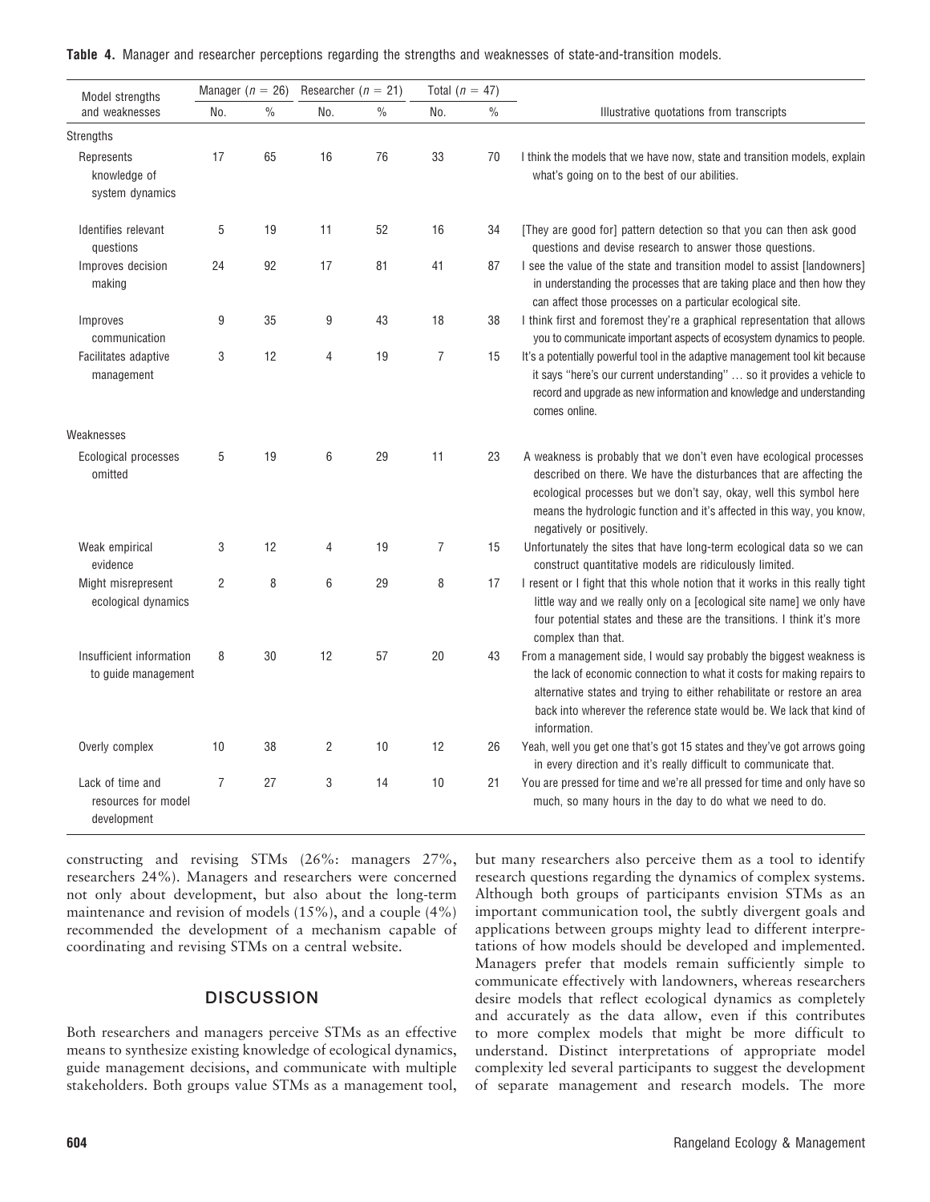**Table 4.** Manager and researcher perceptions regarding the strengths and weaknesses of state-and-transition models.

| Model strengths and weaknesses | Manager ($n = 26$) | | Researcher ($n = 21$) | | Total ($n = 47$) | | Illustrative quotations from transcripts |
|---|---|---|---|---|---|---|---|
| | No. | % | No. | % | No. | % | |
| Strengths | | | | | | | |
| Represents knowledge of system dynamics | 17 | 65 | 16 | 76 | 33 | 70 | I think the models that we have now, state and transition models, explain what's going on to the best of our abilities. |
| Identifies relevant questions | 5 | 19 | 11 | 52 | 16 | 34 | [They are good for] pattern detection so that you can then ask good questions and devise research to answer those questions. |
| Improves decision making | 24 | 92 | 17 | 81 | 41 | 87 | I see the value of the state and transition model to assist [landowners] in understanding the processes that are taking place and then how they can affect those processes on a particular ecological site. |
| Improves communication | 9 | 35 | 9 | 43 | 18 | 38 | I think first and foremost they're a graphical representation that allows you to communicate important aspects of ecosystem dynamics to people. |
| Facilitates adaptive management | 3 | 12 | 4 | 19 | 7 | 15 | It's a potentially powerful tool in the adaptive management tool kit because it says "here's our current understanding" … so it provides a vehicle to record and upgrade as new information and knowledge and understanding comes online. |
| Weaknesses | | | | | | | |
| Ecological processes omitted | 5 | 19 | 6 | 29 | 11 | 23 | A weakness is probably that we don't even have ecological processes described on there. We have the disturbances that are affecting the ecological processes but we don't say, okay, well this symbol here means the hydrologic function and it's affected in this way, you know, negatively or positively. |
| Weak empirical evidence | 3 | 12 | 4 | 19 | 7 | 15 | Unfortunately the sites that have long-term ecological data so we can construct quantitative models are ridiculously limited. |
| Might misrepresent ecological dynamics | 2 | 8 | 6 | 29 | 8 | 17 | I resent or I fight that this whole notion that it works in this really tight little way and we really only on a [ecological site name] we only have four potential states and these are the transitions. I think it's more complex than that. |
| Insufficient information to guide management | 8 | 30 | 12 | 57 | 20 | 43 | From a management side, I would say probably the biggest weakness is the lack of economic connection to what it costs for making repairs to alternative states and trying to either rehabilitate or restore an area back into wherever the reference state would be. We lack that kind of information. |
| Overly complex | 10 | 38 | 2 | 10 | 12 | 26 | Yeah, well you get one that's got 15 states and they've got arrows going in every direction and it's really difficult to communicate that. |
| Lack of time and resources for model development | 7 | 27 | 3 | 14 | 10 | 21 | You are pressed for time and we're all pressed for time and only have so much, so many hours in the day to do what we need to do. |

constructing and revising STMs (26%: managers 27%, researchers 24%). Managers and researchers were concerned not only about development, but also about the long-term maintenance and revision of models (15%), and a couple (4%) recommended the development of a mechanism capable of coordinating and revising STMs on a central website.

## DISCUSSION

Both researchers and managers perceive STMs as an effective means to synthesize existing knowledge of ecological dynamics, guide management decisions, and communicate with multiple stakeholders. Both groups value STMs as a management tool, but many researchers also perceive them as a tool to identify research questions regarding the dynamics of complex systems. Although both groups of participants envision STMs as an important communication tool, the subtly divergent goals and applications between groups mighty lead to different interpretations of how models should be developed and implemented. Managers prefer that models remain sufficiently simple to communicate effectively with landowners, whereas researchers desire models that reflect ecological dynamics as completely and accurately as the data allow, even if this contributes to more complex models that might be more difficult to understand. Distinct interpretations of appropriate model complexity led several participants to suggest the development of separate management and research models. The more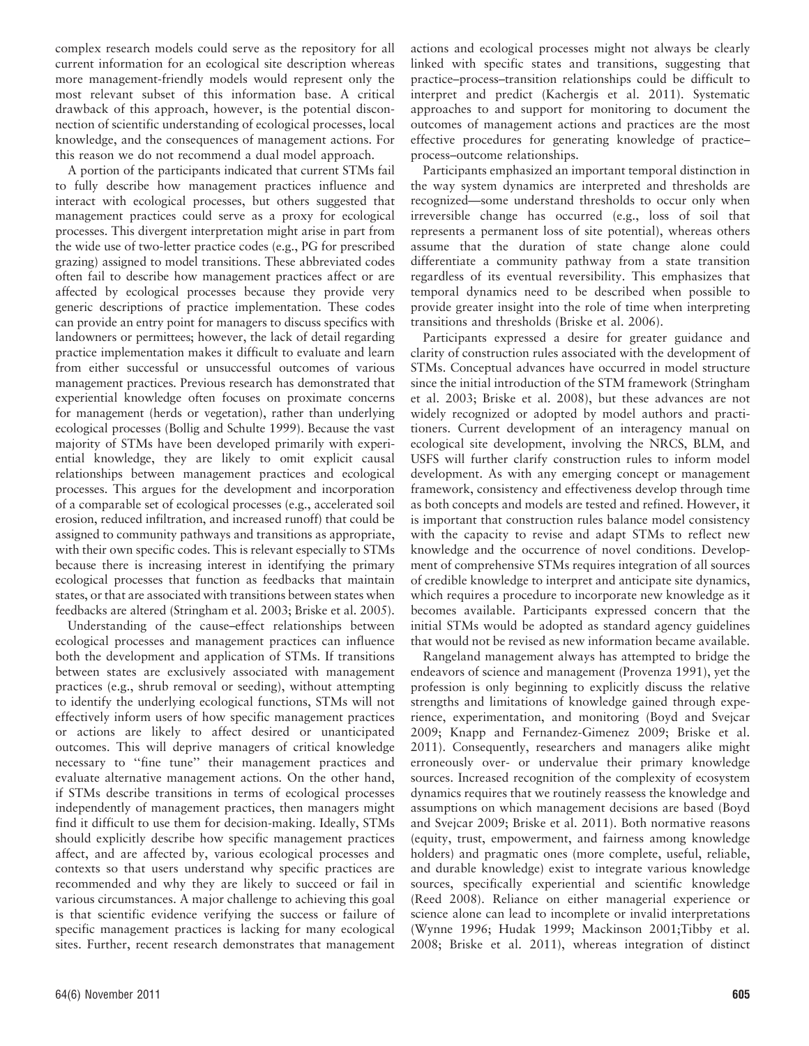complex research models could serve as the repository for all current information for an ecological site description whereas more management-friendly models would represent only the most relevant subset of this information base. A critical drawback of this approach, however, is the potential disconnection of scientific understanding of ecological processes, local knowledge, and the consequences of management actions. For this reason we do not recommend a dual model approach.

A portion of the participants indicated that current STMs fail to fully describe how management practices influence and interact with ecological processes, but others suggested that management practices could serve as a proxy for ecological processes. This divergent interpretation might arise in part from the wide use of two-letter practice codes (e.g., PG for prescribed grazing) assigned to model transitions. These abbreviated codes often fail to describe how management practices affect or are affected by ecological processes because they provide very generic descriptions of practice implementation. These codes can provide an entry point for managers to discuss specifics with landowners or permittees; however, the lack of detail regarding practice implementation makes it difficult to evaluate and learn from either successful or unsuccessful outcomes of various management practices. Previous research has demonstrated that experiential knowledge often focuses on proximate concerns for management (herds or vegetation), rather than underlying ecological processes (Bollig and Schulte 1999). Because the vast majority of STMs have been developed primarily with experiential knowledge, they are likely to omit explicit causal relationships between management practices and ecological processes. This argues for the development and incorporation of a comparable set of ecological processes (e.g., accelerated soil erosion, reduced infiltration, and increased runoff) that could be assigned to community pathways and transitions as appropriate, with their own specific codes. This is relevant especially to STMs because there is increasing interest in identifying the primary ecological processes that function as feedbacks that maintain states, or that are associated with transitions between states when feedbacks are altered (Stringham et al. 2003; Briske et al. 2005).

Understanding of the cause–effect relationships between ecological processes and management practices can influence both the development and application of STMs. If transitions between states are exclusively associated with management practices (e.g., shrub removal or seeding), without attempting to identify the underlying ecological functions, STMs will not effectively inform users of how specific management practices or actions are likely to affect desired or unanticipated outcomes. This will deprive managers of critical knowledge necessary to "fine tune" their management practices and evaluate alternative management actions. On the other hand, if STMs describe transitions in terms of ecological processes independently of management practices, then managers might find it difficult to use them for decision-making. Ideally, STMs should explicitly describe how specific management practices affect, and are affected by, various ecological processes and contexts so that users understand why specific practices are recommended and why they are likely to succeed or fail in various circumstances. A major challenge to achieving this goal is that scientific evidence verifying the success or failure of specific management practices is lacking for many ecological sites. Further, recent research demonstrates that management actions and ecological processes might not always be clearly linked with specific states and transitions, suggesting that practice–process–transition relationships could be difficult to interpret and predict (Kachergis et al. 2011). Systematic approaches to and support for monitoring to document the outcomes of management actions and practices are the most effective procedures for generating knowledge of practice–process–outcome relationships.

Participants emphasized an important temporal distinction in the way system dynamics are interpreted and thresholds are recognized—some understand thresholds to occur only when irreversible change has occurred (e.g., loss of soil that represents a permanent loss of site potential), whereas others assume that the duration of state change alone could differentiate a community pathway from a state transition regardless of its eventual reversibility. This emphasizes that temporal dynamics need to be described when possible to provide greater insight into the role of time when interpreting transitions and thresholds (Briske et al. 2006).

Participants expressed a desire for greater guidance and clarity of construction rules associated with the development of STMs. Conceptual advances have occurred in model structure since the initial introduction of the STM framework (Stringham et al. 2003; Briske et al. 2008), but these advances are not widely recognized or adopted by model authors and practitioners. Current development of an interagency manual on ecological site development, involving the NRCS, BLM, and USFS will further clarify construction rules to inform model development. As with any emerging concept or management framework, consistency and effectiveness develop through time as both concepts and models are tested and refined. However, it is important that construction rules balance model consistency with the capacity to revise and adapt STMs to reflect new knowledge and the occurrence of novel conditions. Development of comprehensive STMs requires integration of all sources of credible knowledge to interpret and anticipate site dynamics, which requires a procedure to incorporate new knowledge as it becomes available. Participants expressed concern that the initial STMs would be adopted as standard agency guidelines that would not be revised as new information became available.

Rangeland management always has attempted to bridge the endeavors of science and management (Provenza 1991), yet the profession is only beginning to explicitly discuss the relative strengths and limitations of knowledge gained through experience, experimentation, and monitoring (Boyd and Svejcar 2009; Knapp and Fernandez-Gimenez 2009; Briske et al. 2011). Consequently, researchers and managers alike might erroneously over- or undervalue their primary knowledge sources. Increased recognition of the complexity of ecosystem dynamics requires that we routinely reassess the knowledge and assumptions on which management decisions are based (Boyd and Svejcar 2009; Briske et al. 2011). Both normative reasons (equity, trust, empowerment, and fairness among knowledge holders) and pragmatic ones (more complete, useful, reliable, and durable knowledge) exist to integrate various knowledge sources, specifically experiential and scientific knowledge (Reed 2008). Reliance on either managerial experience or science alone can lead to incomplete or invalid interpretations (Wynne 1996; Hudak 1999; Mackinson 2001;Tibby et al. 2008; Briske et al. 2011), whereas integration of distinct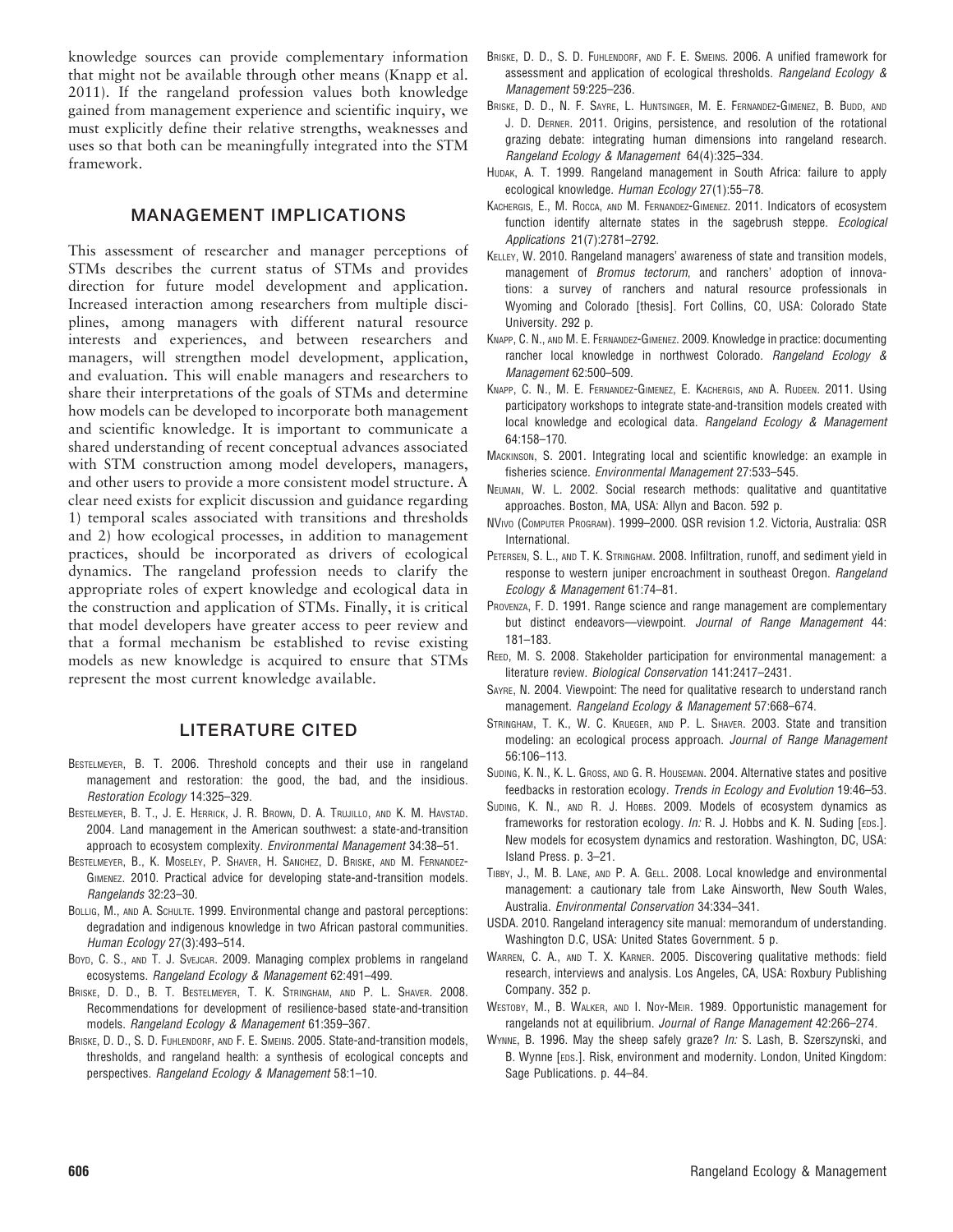knowledge sources can provide complementary information that might not be available through other means (Knapp et al. 2011). If the rangeland profession values both knowledge gained from management experience and scientific inquiry, we must explicitly define their relative strengths, weaknesses and uses so that both can be meaningfully integrated into the STM framework.

## MANAGEMENT IMPLICATIONS

This assessment of researcher and manager perceptions of STMs describes the current status of STMs and provides direction for future model development and application. Increased interaction among researchers from multiple disciplines, among managers with different natural resource interests and experiences, and between researchers and managers, will strengthen model development, application, and evaluation. This will enable managers and researchers to share their interpretations of the goals of STMs and determine how models can be developed to incorporate both management and scientific knowledge. It is important to communicate a shared understanding of recent conceptual advances associated with STM construction among model developers, managers, and other users to provide a more consistent model structure. A clear need exists for explicit discussion and guidance regarding 1) temporal scales associated with transitions and thresholds and 2) how ecological processes, in addition to management practices, should be incorporated as drivers of ecological dynamics. The rangeland profession needs to clarify the appropriate roles of expert knowledge and ecological data in the construction and application of STMs. Finally, it is critical that model developers have greater access to peer review and that a formal mechanism be established to revise existing models as new knowledge is acquired to ensure that STMs represent the most current knowledge available.

## LITERATURE CITED

Bestelmeyer, B. T. 2006. Threshold concepts and their use in rangeland management and restoration: the good, the bad, and the insidious. *Restoration Ecology* 14:325–329.

Bestelmeyer, B. T., J. E. Herrick, J. R. Brown, D. A. Trujillo, and K. M. Havstad. 2004. Land management in the American southwest: a state-and-transition approach to ecosystem complexity. *Environmental Management* 34:38–51.

Bestelmeyer, B., K. Moseley, P. Shaver, H. Sanchez, D. Briske, and M. Fernandez-Gimenez. 2010. Practical advice for developing state-and-transition models. *Rangelands* 32:23–30.

Bollig, M., and A. Schulte. 1999. Environmental change and pastoral perceptions: degradation and indigenous knowledge in two African pastoral communities. *Human Ecology* 27(3):493–514.

Boyd, C. S., and T. J. Svejcar. 2009. Managing complex problems in rangeland ecosystems. *Rangeland Ecology & Management* 62:491–499.

Briske, D. D., B. T. Bestelmeyer, T. K. Stringham, and P. L. Shaver. 2008. Recommendations for development of resilience-based state-and-transition models. *Rangeland Ecology & Management* 61:359–367.

Briske, D. D., S. D. Fuhlendorf, and F. E. Smeins. 2005. State-and-transition models, thresholds, and rangeland health: a synthesis of ecological concepts and perspectives. *Rangeland Ecology & Management* 58:1–10.

Briske, D. D., S. D. Fuhlendorf, and F. E. Smeins. 2006. A unified framework for assessment and application of ecological thresholds. *Rangeland Ecology & Management* 59:225–236.

Briske, D. D., N. F. Sayre, L. Huntsinger, M. E. Fernandez-Gimenez, B. Budd, and J. D. Derner. 2011. Origins, persistence, and resolution of the rotational grazing debate: integrating human dimensions into rangeland research. *Rangeland Ecology & Management* 64(4):325–334.

Hudak, A. T. 1999. Rangeland management in South Africa: failure to apply ecological knowledge. *Human Ecology* 27(1):55–78.

Kachergis, E., M. Rocca, and M. Fernandez-Gimenez. 2011. Indicators of ecosystem function identify alternate states in the sagebrush steppe. *Ecological Applications* 21(7):2781–2792.

Kelley, W. 2010. Rangeland managers' awareness of state and transition models, management of *Bromus tectorum*, and ranchers' adoption of innovations: a survey of ranchers and natural resource professionals in Wyoming and Colorado [thesis]. Fort Collins, CO, USA: Colorado State University. 292 p.

Knapp, C. N., and M. E. Fernandez-Gimenez. 2009. Knowledge in practice: documenting rancher local knowledge in northwest Colorado. *Rangeland Ecology & Management* 62:500–509.

Knapp, C. N., M. E. Fernandez-Gimenez, E. Kachergis, and A. Rudeen. 2011. Using participatory workshops to integrate state-and-transition models created with local knowledge and ecological data. *Rangeland Ecology & Management* 64:158–170.

Mackinson, S. 2001. Integrating local and scientific knowledge: an example in fisheries science. *Environmental Management* 27:533–545.

Neuman, W. L. 2002. Social research methods: qualitative and quantitative approaches. Boston, MA, USA: Allyn and Bacon. 592 p.

NVivo (Computer Program). 1999–2000. QSR revision 1.2. Victoria, Australia: QSR International.

Petersen, S. L., and T. K. Stringham. 2008. Infiltration, runoff, and sediment yield in response to western juniper encroachment in southeast Oregon. *Rangeland Ecology & Management* 61:74–81.

Provenza, F. D. 1991. Range science and range management are complementary but distinct endeavors—viewpoint. *Journal of Range Management* 44: 181–183.

Reed, M. S. 2008. Stakeholder participation for environmental management: a literature review. *Biological Conservation* 141:2417–2431.

Sayre, N. 2004. Viewpoint: The need for qualitative research to understand ranch management. *Rangeland Ecology & Management* 57:668–674.

Stringham, T. K., W. C. Krueger, and P. L. Shaver. 2003. State and transition modeling: an ecological process approach. *Journal of Range Management* 56:106–113.

Suding, K. N., K. L. Gross, and G. R. Houseman. 2004. Alternative states and positive feedbacks in restoration ecology. *Trends in Ecology and Evolution* 19:46–53.

Suding, K. N., and R. J. Hobbs. 2009. Models of ecosystem dynamics as frameworks for restoration ecology. *In:* R. J. Hobbs and K. N. Suding [eds.]. New models for ecosystem dynamics and restoration. Washington, DC, USA: Island Press. p. 3–21.

Tibby, J., M. B. Lane, and P. A. Gell. 2008. Local knowledge and environmental management: a cautionary tale from Lake Ainsworth, New South Wales, Australia. *Environmental Conservation* 34:334–341.

USDA. 2010. Rangeland interagency site manual: memorandum of understanding. Washington D.C, USA: United States Government. 5 p.

Warren, C. A., and T. X. Karner. 2005. Discovering qualitative methods: field research, interviews and analysis. Los Angeles, CA, USA: Roxbury Publishing Company. 352 p.

Westoby, M., B. Walker, and I. Noy-Meir. 1989. Opportunistic management for rangelands not at equilibrium. *Journal of Range Management* 42:266–274.

Wynne, B. 1996. May the sheep safely graze? *In:* S. Lash, B. Szerszynski, and B. Wynne [eds.]. Risk, environment and modernity. London, United Kingdom: Sage Publications. p. 44–84.